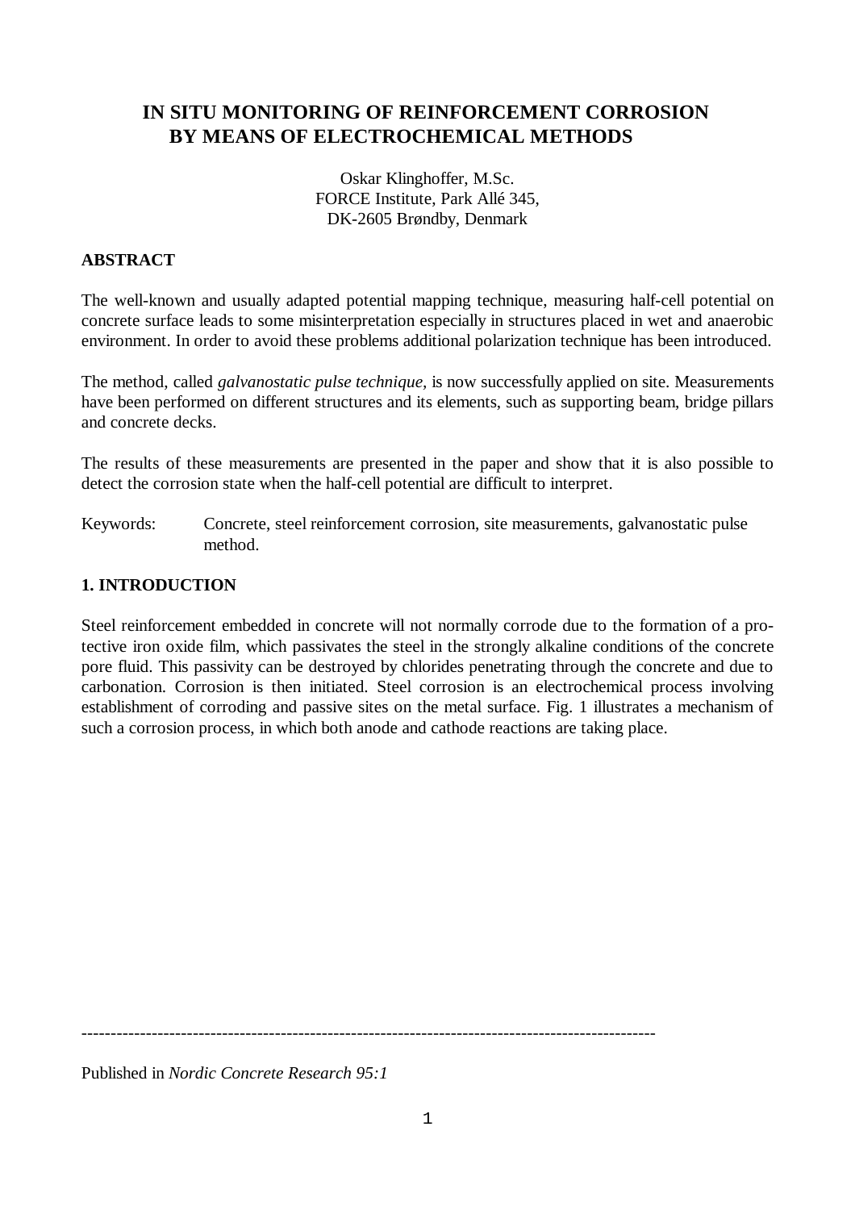# IN SITU MONITORING OF REINFORCEMENT CORROSION BY MEANS OF ELECTROCHEMICAL METHODS

Oskar Klinghoffer, M.Sc.
FORCE Institute, Park Allé 345,
DK-2605 Brøndby, Denmark

## ABSTRACT

The well-known and usually adapted potential mapping technique, measuring half-cell potential on concrete surface leads to some misinterpretation especially in structures placed in wet and anaerobic environment. In order to avoid these problems additional polarization technique has been introduced.

The method, called *galvanostatic pulse technique,* is now successfully applied on site. Measurements have been performed on different structures and its elements, such as supporting beam, bridge pillars and concrete decks.

The results of these measurements are presented in the paper and show that it is also possible to detect the corrosion state when the half-cell potential are difficult to interpret.

Keywords: Concrete, steel reinforcement corrosion, site measurements, galvanostatic pulse method.

## 1. INTRODUCTION

Steel reinforcement embedded in concrete will not normally corrode due to the formation of a protective iron oxide film, which passivates the steel in the strongly alkaline conditions of the concrete pore fluid. This passivity can be destroyed by chlorides penetrating through the concrete and due to carbonation. Corrosion is then initiated. Steel corrosion is an electrochemical process involving establishment of corroding and passive sites on the metal surface. Fig. 1 illustrates a mechanism of such a corrosion process, in which both anode and cathode reactions are taking place.

---

Published in *Nordic Concrete Research 95:1*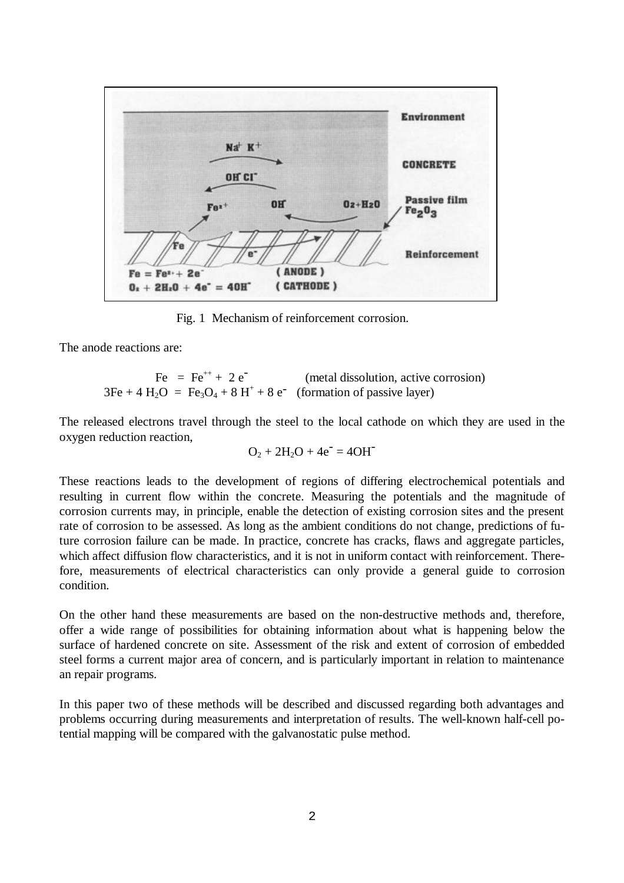Fig. 1 Mechanism of reinforcement corrosion.

The anode reactions are:

$$Fe = Fe^{++} + 2e^- \quad \text{(metal dissolution, active corrosion)}$$

$$3Fe + 4H_2O = Fe_3O_4 + 8H^+ + 8e^- \quad \text{(formation of passive layer)}$$

The released electrons travel through the steel to the local cathode on which they are used in the oxygen reduction reaction,

$$O_2 + 2H_2O + 4e^- = 4OH^-$$

These reactions leads to the development of regions of differing electrochemical potentials and resulting in current flow within the concrete. Measuring the potentials and the magnitude of corrosion currents may, in principle, enable the detection of existing corrosion sites and the present rate of corrosion to be assessed. As long as the ambient conditions do not change, predictions of future corrosion failure can be made. In practice, concrete has cracks, flaws and aggregate particles, which affect diffusion flow characteristics, and it is not in uniform contact with reinforcement. Therefore, measurements of electrical characteristics can only provide a general guide to corrosion condition.

On the other hand these measurements are based on the non-destructive methods and, therefore, offer a wide range of possibilities for obtaining information about what is happening below the surface of hardened concrete on site. Assessment of the risk and extent of corrosion of embedded steel forms a current major area of concern, and is particularly important in relation to maintenance an repair programs.

In this paper two of these methods will be described and discussed regarding both advantages and problems occurring during measurements and interpretation of results. The well-known half-cell potential mapping will be compared with the galvanostatic pulse method.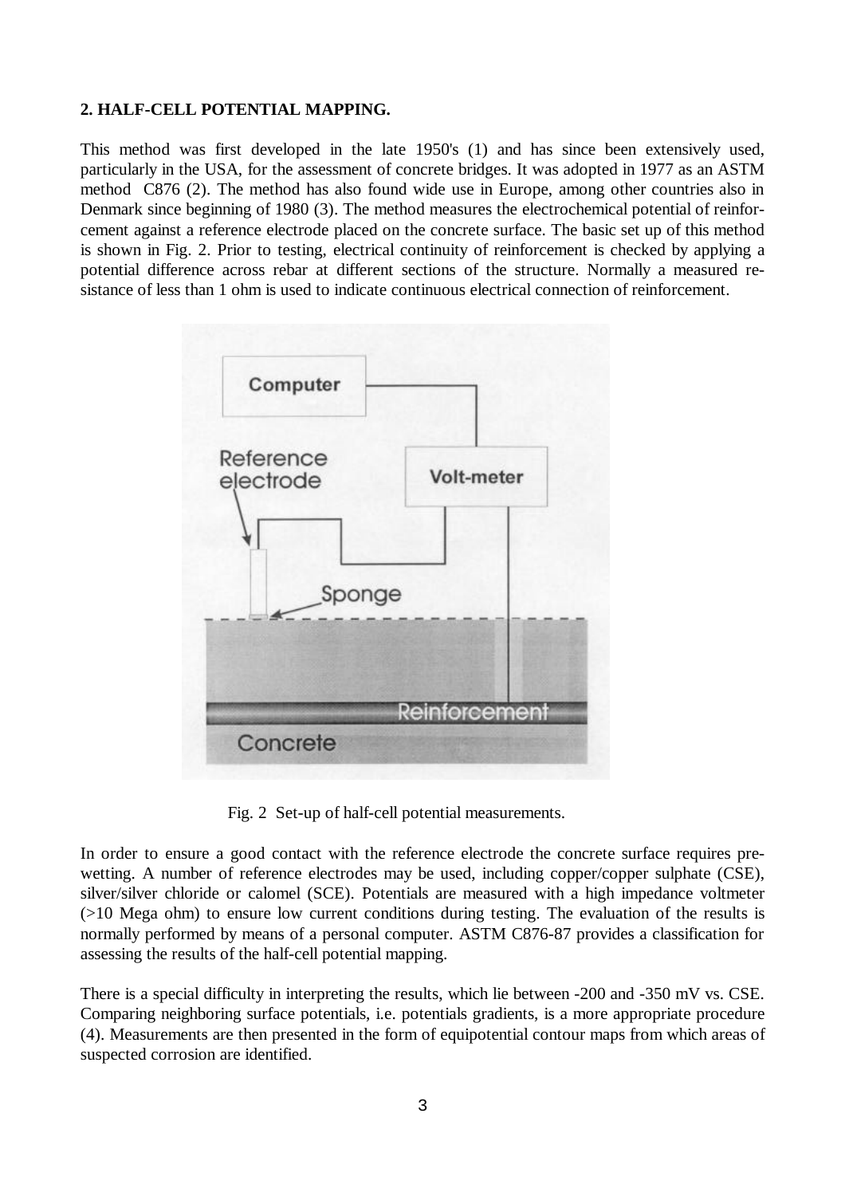**2. HALF-CELL POTENTIAL MAPPING.**

This method was first developed in the late 1950's (1) and has since been extensively used, particularly in the USA, for the assessment of concrete bridges. It was adopted in 1977 as an ASTM method C876 (2). The method has also found wide use in Europe, among other countries also in Denmark since beginning of 1980 (3). The method measures the electrochemical potential of reinforcement against a reference electrode placed on the concrete surface. The basic set up of this method is shown in Fig. 2. Prior to testing, electrical continuity of reinforcement is checked by applying a potential difference across rebar at different sections of the structure. Normally a measured resistance of less than 1 ohm is used to indicate continuous electrical connection of reinforcement.

Fig. 2 Set-up of half-cell potential measurements.

In order to ensure a good contact with the reference electrode the concrete surface requires pre-wetting. A number of reference electrodes may be used, including copper/copper sulphate (CSE), silver/silver chloride or calomel (SCE). Potentials are measured with a high impedance voltmeter (>10 Mega ohm) to ensure low current conditions during testing. The evaluation of the results is normally performed by means of a personal computer. ASTM C876-87 provides a classification for assessing the results of the half-cell potential mapping.

There is a special difficulty in interpreting the results, which lie between -200 and -350 mV vs. CSE. Comparing neighboring surface potentials, i.e. potentials gradients, is a more appropriate procedure (4). Measurements are then presented in the form of equipotential contour maps from which areas of suspected corrosion are identified.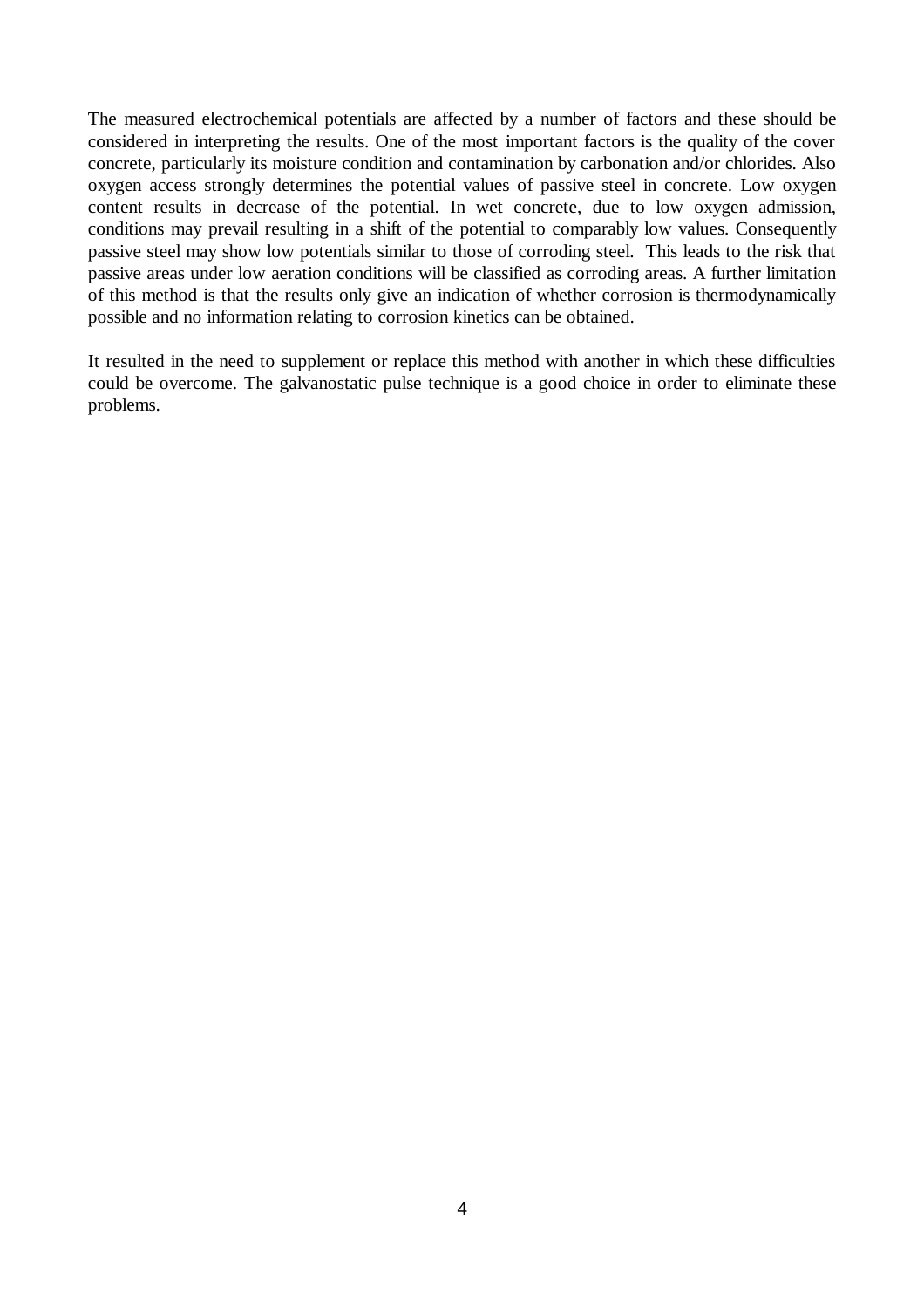The measured electrochemical potentials are affected by a number of factors and these should be considered in interpreting the results. One of the most important factors is the quality of the cover concrete, particularly its moisture condition and contamination by carbonation and/or chlorides. Also oxygen access strongly determines the potential values of passive steel in concrete. Low oxygen content results in decrease of the potential. In wet concrete, due to low oxygen admission, conditions may prevail resulting in a shift of the potential to comparably low values. Consequently passive steel may show low potentials similar to those of corroding steel. This leads to the risk that passive areas under low aeration conditions will be classified as corroding areas. A further limitation of this method is that the results only give an indication of whether corrosion is thermodynamically possible and no information relating to corrosion kinetics can be obtained.

It resulted in the need to supplement or replace this method with another in which these difficulties could be overcome. The galvanostatic pulse technique is a good choice in order to eliminate these problems.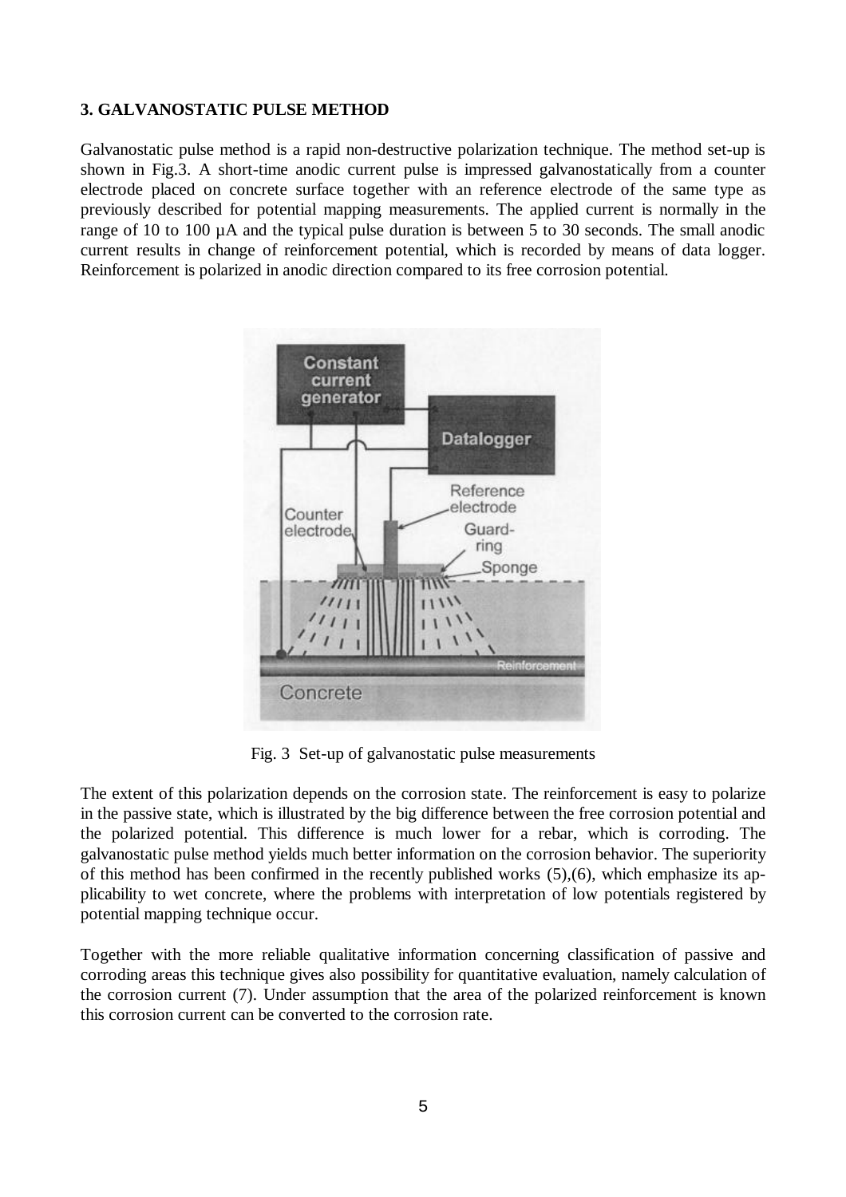### 3. GALVANOSTATIC PULSE METHOD

Galvanostatic pulse method is a rapid non-destructive polarization technique. The method set-up is shown in Fig.3. A short-time anodic current pulse is impressed galvanostatically from a counter electrode placed on concrete surface together with an reference electrode of the same type as previously described for potential mapping measurements. The applied current is normally in the range of 10 to 100 µA and the typical pulse duration is between 5 to 30 seconds. The small anodic current results in change of reinforcement potential, which is recorded by means of data logger. Reinforcement is polarized in anodic direction compared to its free corrosion potential.

Fig. 3 Set-up of galvanostatic pulse measurements

The extent of this polarization depends on the corrosion state. The reinforcement is easy to polarize in the passive state, which is illustrated by the big difference between the free corrosion potential and the polarized potential. This difference is much lower for a rebar, which is corroding. The galvanostatic pulse method yields much better information on the corrosion behavior. The superiority of this method has been confirmed in the recently published works (5),(6), which emphasize its applicability to wet concrete, where the problems with interpretation of low potentials registered by potential mapping technique occur.

Together with the more reliable qualitative information concerning classification of passive and corroding areas this technique gives also possibility for quantitative evaluation, namely calculation of the corrosion current (7). Under assumption that the area of the polarized reinforcement is known this corrosion current can be converted to the corrosion rate.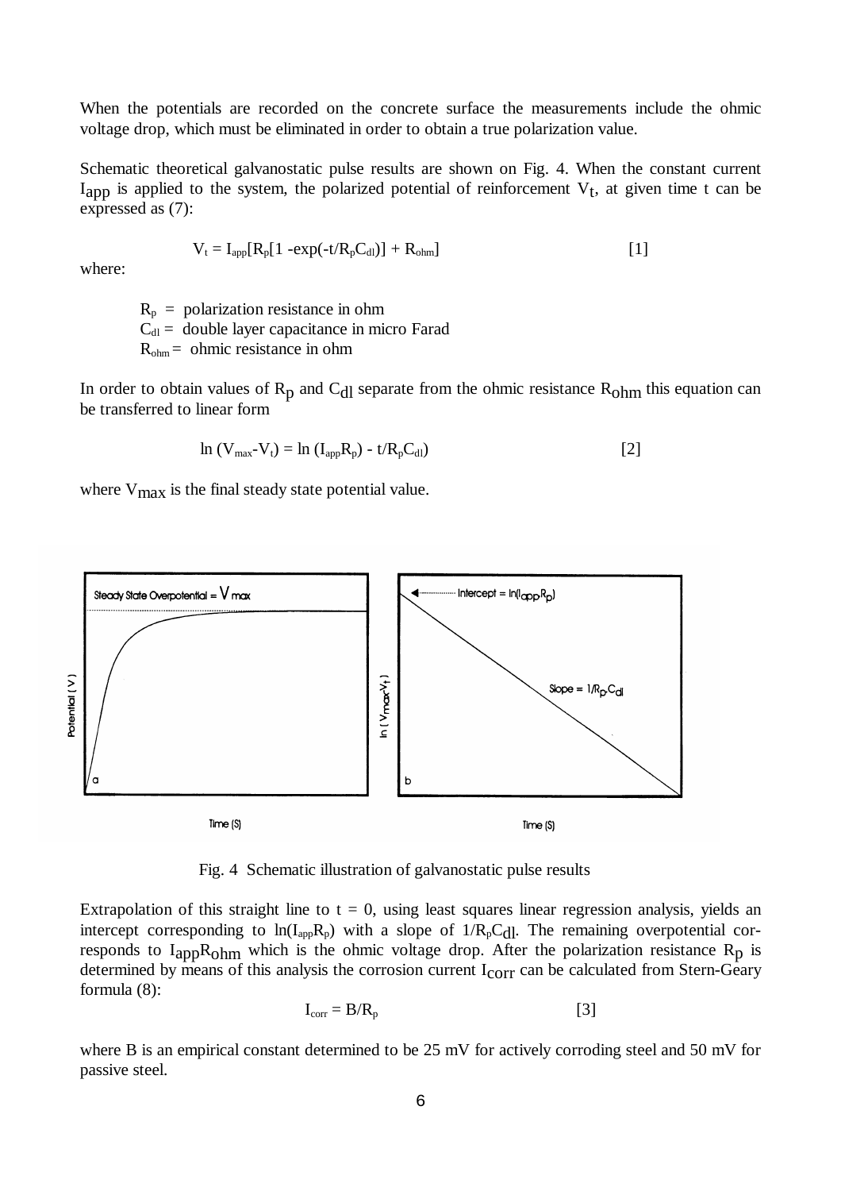When the potentials are recorded on the concrete surface the measurements include the ohmic voltage drop, which must be eliminated in order to obtain a true polarization value.

Schematic theoretical galvanostatic pulse results are shown on Fig. 4. When the constant current $I_{app}$ is applied to the system, the polarized potential of reinforcement $V_t$, at given time t can be expressed as (7):

$$V_t = I_{app}[R_p[1 - \exp(-t/R_pC_{dl})] + R_{ohm}] \qquad [1]$$

where:

$R_p$ = polarization resistance in ohm
$C_{dl}$ = double layer capacitance in micro Farad
$R_{ohm}$ = ohmic resistance in ohm

In order to obtain values of $R_p$ and $C_{dl}$ separate from the ohmic resistance $R_{ohm}$ this equation can be transferred to linear form

$$\ln (V_{max}-V_t) = \ln (I_{app}R_p) - t/R_pC_{dl} \qquad [2]$$

where $V_{max}$ is the final steady state potential value.

Fig. 4 Schematic illustration of galvanostatic pulse results

Extrapolation of this straight line to t = 0, using least squares linear regression analysis, yields an intercept corresponding to $\ln(I_{app}R_p)$ with a slope of $1/R_pC_{dl}$. The remaining overpotential corresponds to $I_{app}R_{ohm}$ which is the ohmic voltage drop. After the polarization resistance $R_p$ is determined by means of this analysis the corrosion current $I_{corr}$ can be calculated from Stern-Geary formula (8):

$$I_{corr} = B/R_p \qquad [3]$$

where B is an empirical constant determined to be 25 mV for actively corroding steel and 50 mV for passive steel.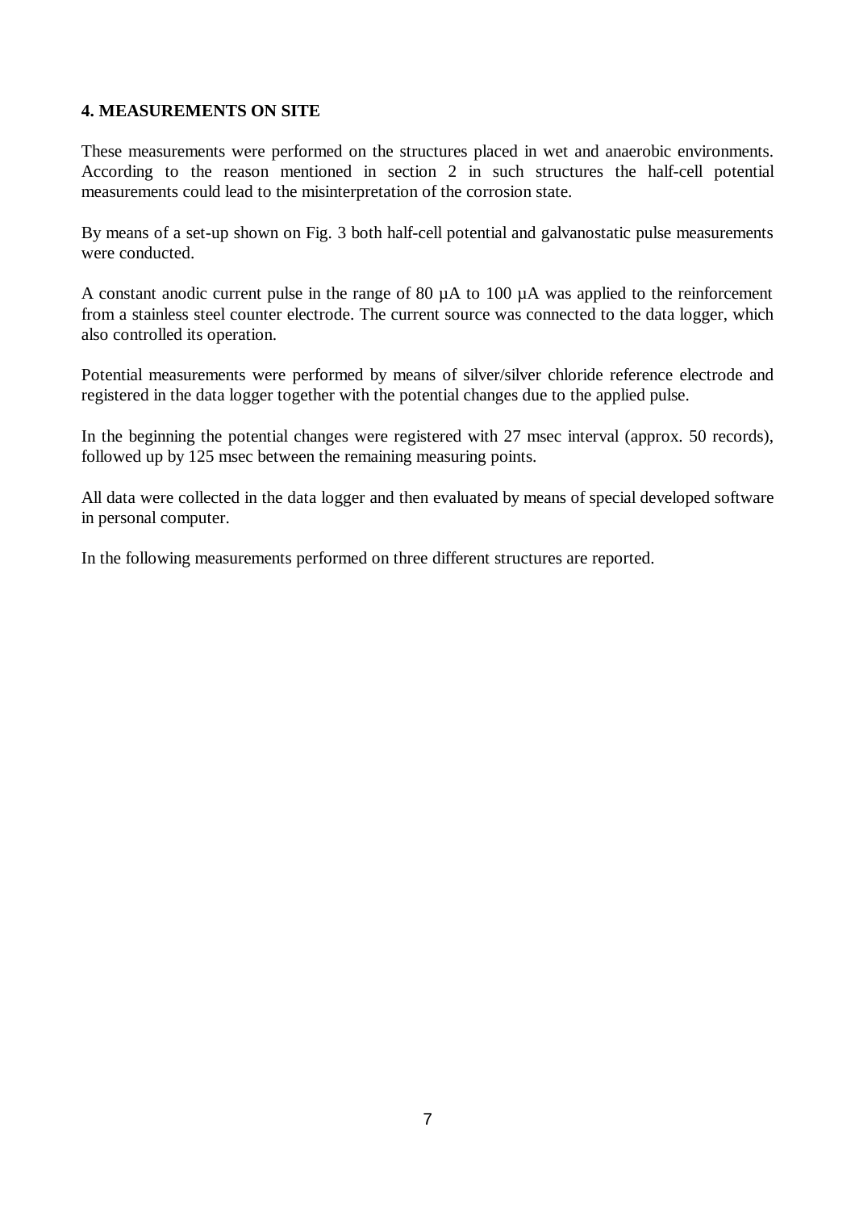## 4. MEASUREMENTS ON SITE

These measurements were performed on the structures placed in wet and anaerobic environments. According to the reason mentioned in section 2 in such structures the half-cell potential measurements could lead to the misinterpretation of the corrosion state.

By means of a set-up shown on Fig. 3 both half-cell potential and galvanostatic pulse measurements were conducted.

A constant anodic current pulse in the range of 80 µA to 100 µA was applied to the reinforcement from a stainless steel counter electrode. The current source was connected to the data logger, which also controlled its operation.

Potential measurements were performed by means of silver/silver chloride reference electrode and registered in the data logger together with the potential changes due to the applied pulse.

In the beginning the potential changes were registered with 27 msec interval (approx. 50 records), followed up by 125 msec between the remaining measuring points.

All data were collected in the data logger and then evaluated by means of special developed software in personal computer.

In the following measurements performed on three different structures are reported.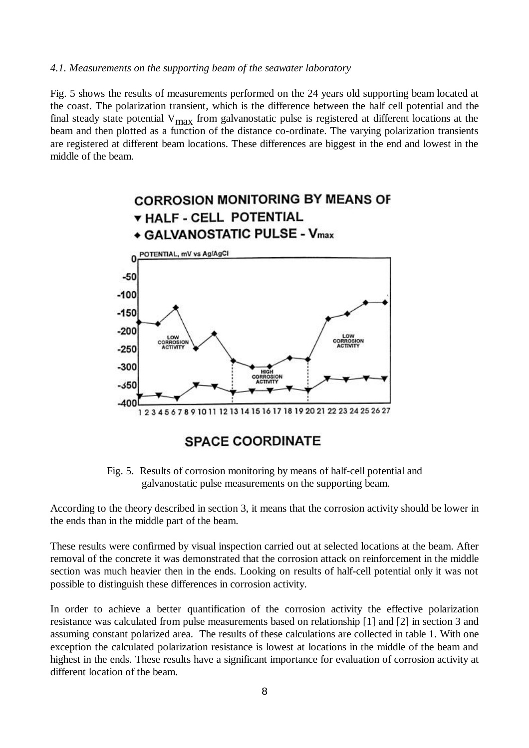*4.1. Measurements on the supporting beam of the seawater laboratory*

Fig. 5 shows the results of measurements performed on the 24 years old supporting beam located at the coast. The polarization transient, which is the difference between the half cell potential and the final steady state potential $V_{max}$ from galvanostatic pulse is registered at different locations at the beam and then plotted as a function of the distance co-ordinate. The varying polarization transients are registered at different beam locations. These differences are biggest in the end and lowest in the middle of the beam.

Fig. 5. Results of corrosion monitoring by means of half-cell potential and galvanostatic pulse measurements on the supporting beam.

According to the theory described in section 3, it means that the corrosion activity should be lower in the ends than in the middle part of the beam.

These results were confirmed by visual inspection carried out at selected locations at the beam. After removal of the concrete it was demonstrated that the corrosion attack on reinforcement in the middle section was much heavier then in the ends. Looking on results of half-cell potential only it was not possible to distinguish these differences in corrosion activity.

In order to achieve a better quantification of the corrosion activity the effective polarization resistance was calculated from pulse measurements based on relationship [1] and [2] in section 3 and assuming constant polarized area. The results of these calculations are collected in table 1. With one exception the calculated polarization resistance is lowest at locations in the middle of the beam and highest in the ends. These results have a significant importance for evaluation of corrosion activity at different location of the beam.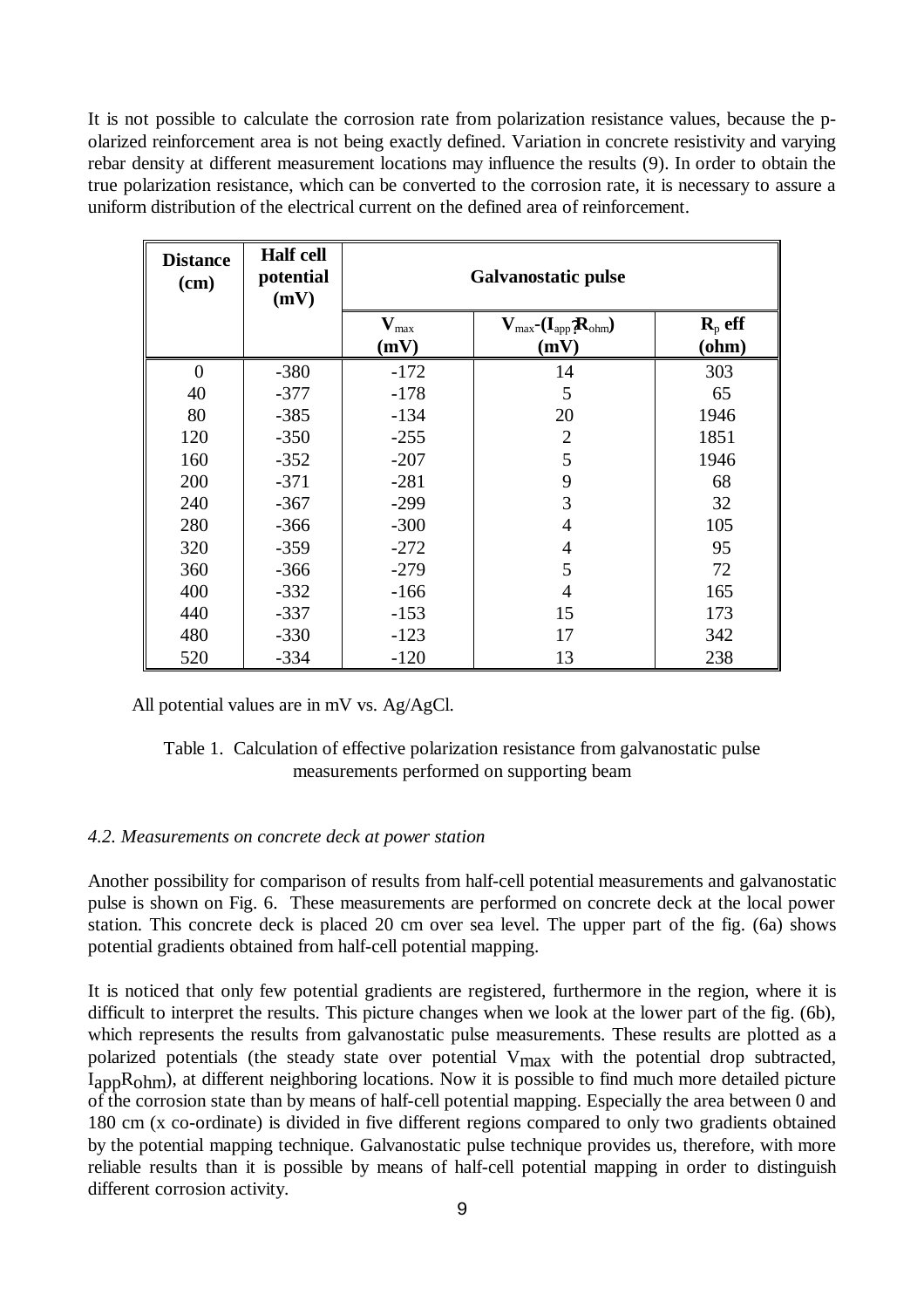It is not possible to calculate the corrosion rate from polarization resistance values, because the p-olarized reinforcement area is not being exactly defined. Variation in concrete resistivity and varying rebar density at different measurement locations may influence the results (9). In order to obtain the true polarization resistance, which can be converted to the corrosion rate, it is necessary to assure a uniform distribution of the electrical current on the defined area of reinforcement.

| **Distance (cm)** | **Half cell potential (mV)** | **Galvanostatic pulse** | | |
|---|---|---|---|---|
| | | $\mathbf{V_{max}}$ **(mV)** | $\mathbf{V_{max}-(I_{app} \cdot R_{ohm})}$ **(mV)** | $\mathbf{R_p}$ **eff (ohm)** |
| 0 | -380 | -172 | 14 | 303 |
| 40 | -377 | -178 | 5 | 65 |
| 80 | -385 | -134 | 20 | 1946 |
| 120 | -350 | -255 | 2 | 1851 |
| 160 | -352 | -207 | 5 | 1946 |
| 200 | -371 | -281 | 9 | 68 |
| 240 | -367 | -299 | 3 | 32 |
| 280 | -366 | -300 | 4 | 105 |
| 320 | -359 | -272 | 4 | 95 |
| 360 | -366 | -279 | 5 | 72 |
| 400 | -332 | -166 | 4 | 165 |
| 440 | -337 | -153 | 15 | 173 |
| 480 | -330 | -123 | 17 | 342 |
| 520 | -334 | -120 | 13 | 238 |

All potential values are in mV vs. Ag/AgCl.

Table 1. Calculation of effective polarization resistance from galvanostatic pulse measurements performed on supporting beam

### *4.2. Measurements on concrete deck at power station*

Another possibility for comparison of results from half-cell potential measurements and galvanostatic pulse is shown on Fig. 6. These measurements are performed on concrete deck at the local power station. This concrete deck is placed 20 cm over sea level. The upper part of the fig. (6a) shows potential gradients obtained from half-cell potential mapping.

It is noticed that only few potential gradients are registered, furthermore in the region, where it is difficult to interpret the results. This picture changes when we look at the lower part of the fig. (6b), which represents the results from galvanostatic pulse measurements. These results are plotted as a polarized potentials (the steady state over potential $V_{max}$ with the potential drop subtracted, $I_{app}R_{ohm}$), at different neighboring locations. Now it is possible to find much more detailed picture of the corrosion state than by means of half-cell potential mapping. Especially the area between 0 and 180 cm (x co-ordinate) is divided in five different regions compared to only two gradients obtained by the potential mapping technique. Galvanostatic pulse technique provides us, therefore, with more reliable results than it is possible by means of half-cell potential mapping in order to distinguish different corrosion activity.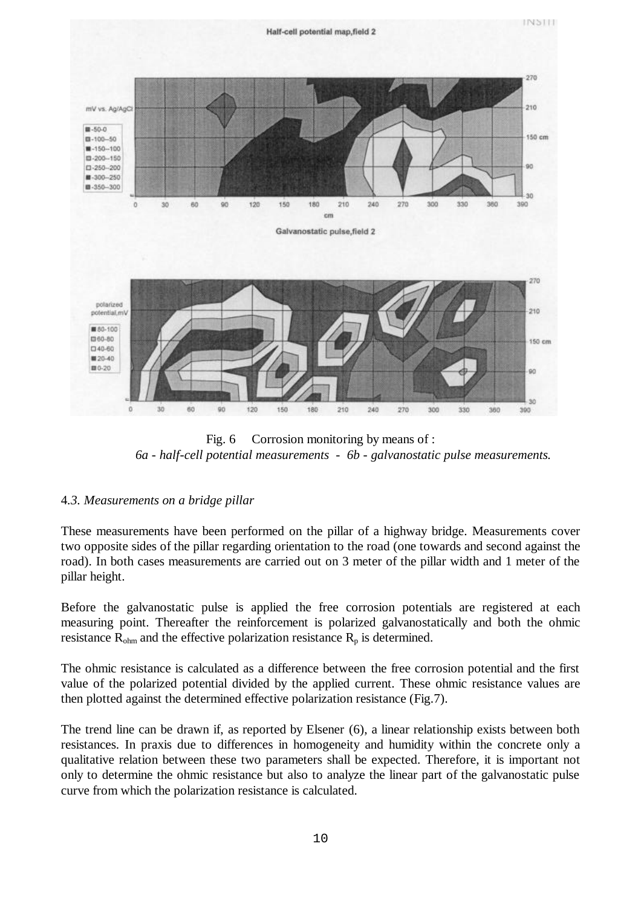Fig. 6 Corrosion monitoring by means of :
*6a - half-cell potential measurements - 6b - galvanostatic pulse measurements.*

### 4.*3. Measurements on a bridge pillar*

These measurements have been performed on the pillar of a highway bridge. Measurements cover two opposite sides of the pillar regarding orientation to the road (one towards and second against the road). In both cases measurements are carried out on 3 meter of the pillar width and 1 meter of the pillar height.

Before the galvanostatic pulse is applied the free corrosion potentials are registered at each measuring point. Thereafter the reinforcement is polarized galvanostatically and both the ohmic resistance $R_{ohm}$ and the effective polarization resistance $R_p$ is determined.

The ohmic resistance is calculated as a difference between the free corrosion potential and the first value of the polarized potential divided by the applied current. These ohmic resistance values are then plotted against the determined effective polarization resistance (Fig.7).

The trend line can be drawn if, as reported by Elsener (6), a linear relationship exists between both resistances. In praxis due to differences in homogeneity and humidity within the concrete only a qualitative relation between these two parameters shall be expected. Therefore, it is important not only to determine the ohmic resistance but also to analyze the linear part of the galvanostatic pulse curve from which the polarization resistance is calculated.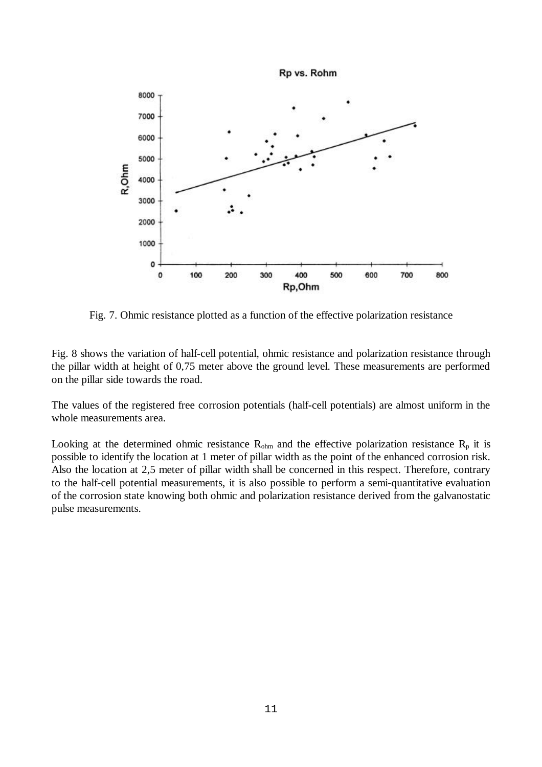Fig. 7. Ohmic resistance plotted as a function of the effective polarization resistance

Fig. 8 shows the variation of half-cell potential, ohmic resistance and polarization resistance through the pillar width at height of 0,75 meter above the ground level. These measurements are performed on the pillar side towards the road.

The values of the registered free corrosion potentials (half-cell potentials) are almost uniform in the whole measurements area.

Looking at the determined ohmic resistance $R_{ohm}$ and the effective polarization resistance $R_p$ it is possible to identify the location at 1 meter of pillar width as the point of the enhanced corrosion risk. Also the location at 2,5 meter of pillar width shall be concerned in this respect. Therefore, contrary to the half-cell potential measurements, it is also possible to perform a semi-quantitative evaluation of the corrosion state knowing both ohmic and polarization resistance derived from the galvanostatic pulse measurements.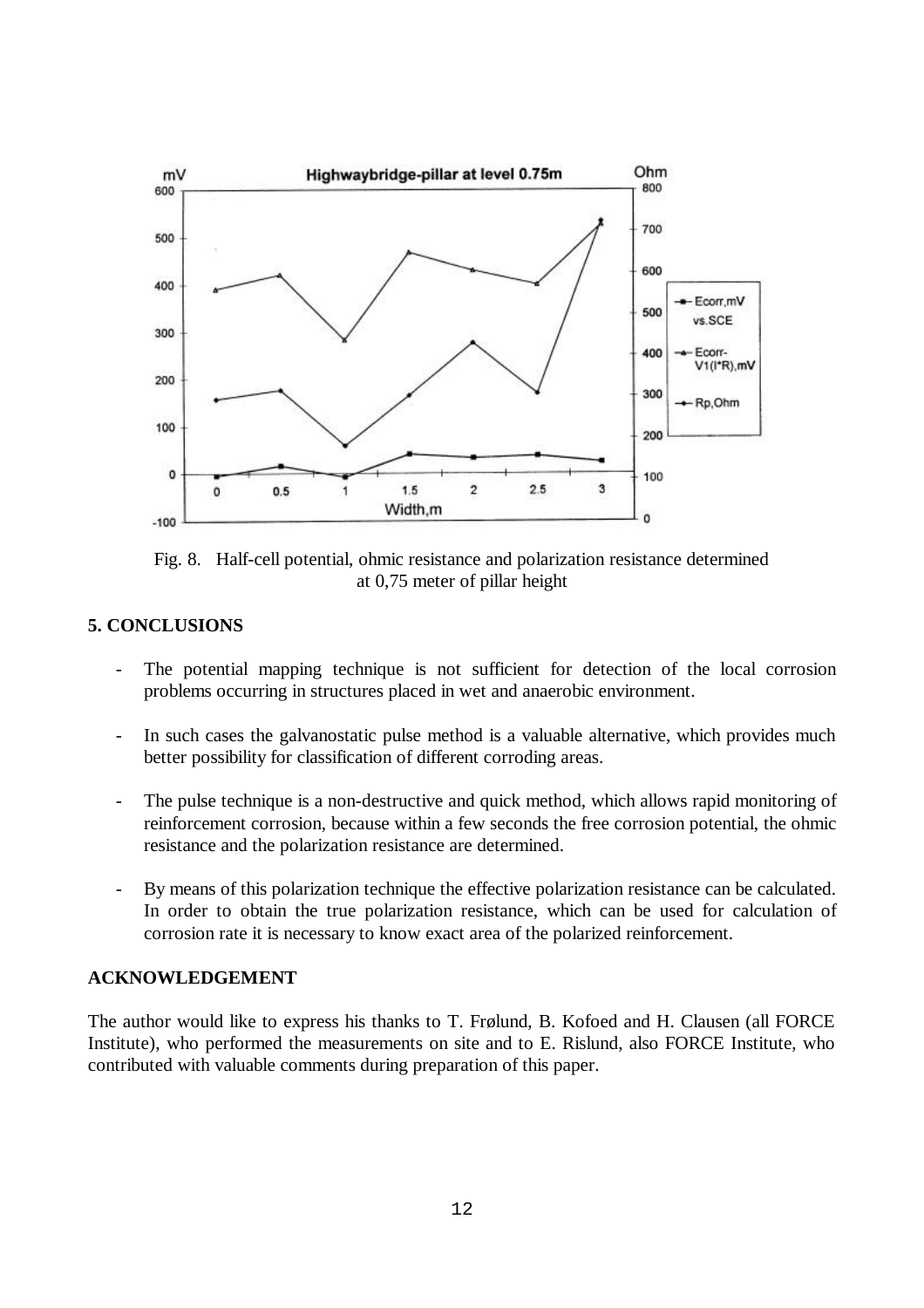Fig. 8. Half-cell potential, ohmic resistance and polarization resistance determined at 0,75 meter of pillar height

## 5. CONCLUSIONS

- The potential mapping technique is not sufficient for detection of the local corrosion problems occurring in structures placed in wet and anaerobic environment.
- In such cases the galvanostatic pulse method is a valuable alternative, which provides much better possibility for classification of different corroding areas.
- The pulse technique is a non-destructive and quick method, which allows rapid monitoring of reinforcement corrosion, because within a few seconds the free corrosion potential, the ohmic resistance and the polarization resistance are determined.
- By means of this polarization technique the effective polarization resistance can be calculated. In order to obtain the true polarization resistance, which can be used for calculation of corrosion rate it is necessary to know exact area of the polarized reinforcement.

## ACKNOWLEDGEMENT

The author would like to express his thanks to T. Frølund, B. Kofoed and H. Clausen (all FORCE Institute), who performed the measurements on site and to E. Rislund, also FORCE Institute, who contributed with valuable comments during preparation of this paper.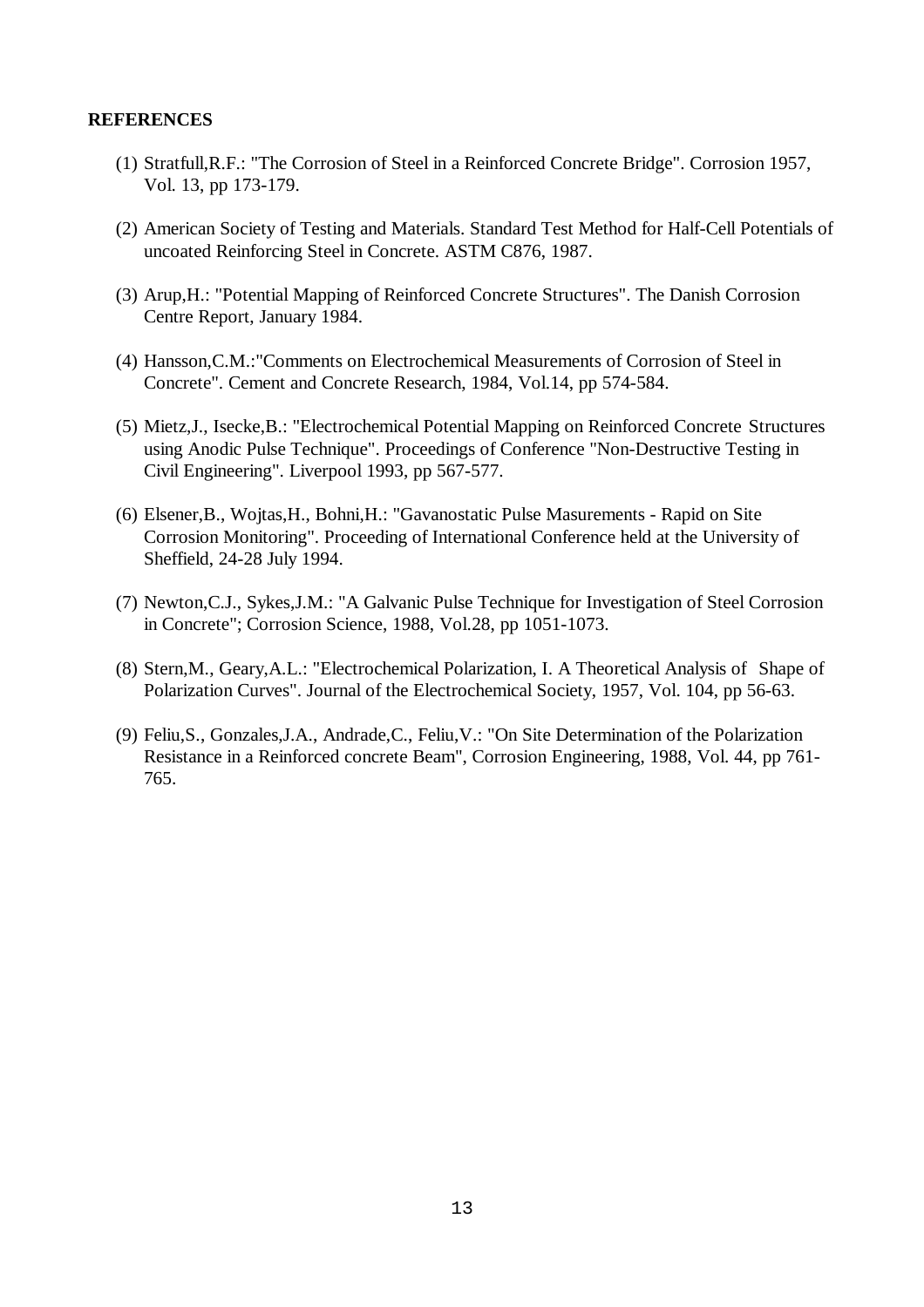**REFERENCES**

(1) Stratfull,R.F.: "The Corrosion of Steel in a Reinforced Concrete Bridge". Corrosion 1957, Vol. 13, pp 173-179.

(2) American Society of Testing and Materials. Standard Test Method for Half-Cell Potentials of uncoated Reinforcing Steel in Concrete. ASTM C876, 1987.

(3) Arup,H.: "Potential Mapping of Reinforced Concrete Structures". The Danish Corrosion Centre Report, January 1984.

(4) Hansson,C.M.:"Comments on Electrochemical Measurements of Corrosion of Steel in Concrete". Cement and Concrete Research, 1984, Vol.14, pp 574-584.

(5) Mietz,J., Isecke,B.: "Electrochemical Potential Mapping on Reinforced Concrete Structures using Anodic Pulse Technique". Proceedings of Conference "Non-Destructive Testing in Civil Engineering". Liverpool 1993, pp 567-577.

(6) Elsener,B., Wojtas,H., Bohni,H.: "Gavanostatic Pulse Masurements - Rapid on Site Corrosion Monitoring". Proceeding of International Conference held at the University of Sheffield, 24-28 July 1994.

(7) Newton,C.J., Sykes,J.M.: "A Galvanic Pulse Technique for Investigation of Steel Corrosion in Concrete"; Corrosion Science, 1988, Vol.28, pp 1051-1073.

(8) Stern,M., Geary,A.L.: "Electrochemical Polarization, I. A Theoretical Analysis of Shape of Polarization Curves". Journal of the Electrochemical Society, 1957, Vol. 104, pp 56-63.

(9) Feliu,S., Gonzales,J.A., Andrade,C., Feliu,V.: "On Site Determination of the Polarization Resistance in a Reinforced concrete Beam", Corrosion Engineering, 1988, Vol. 44, pp 761-765.